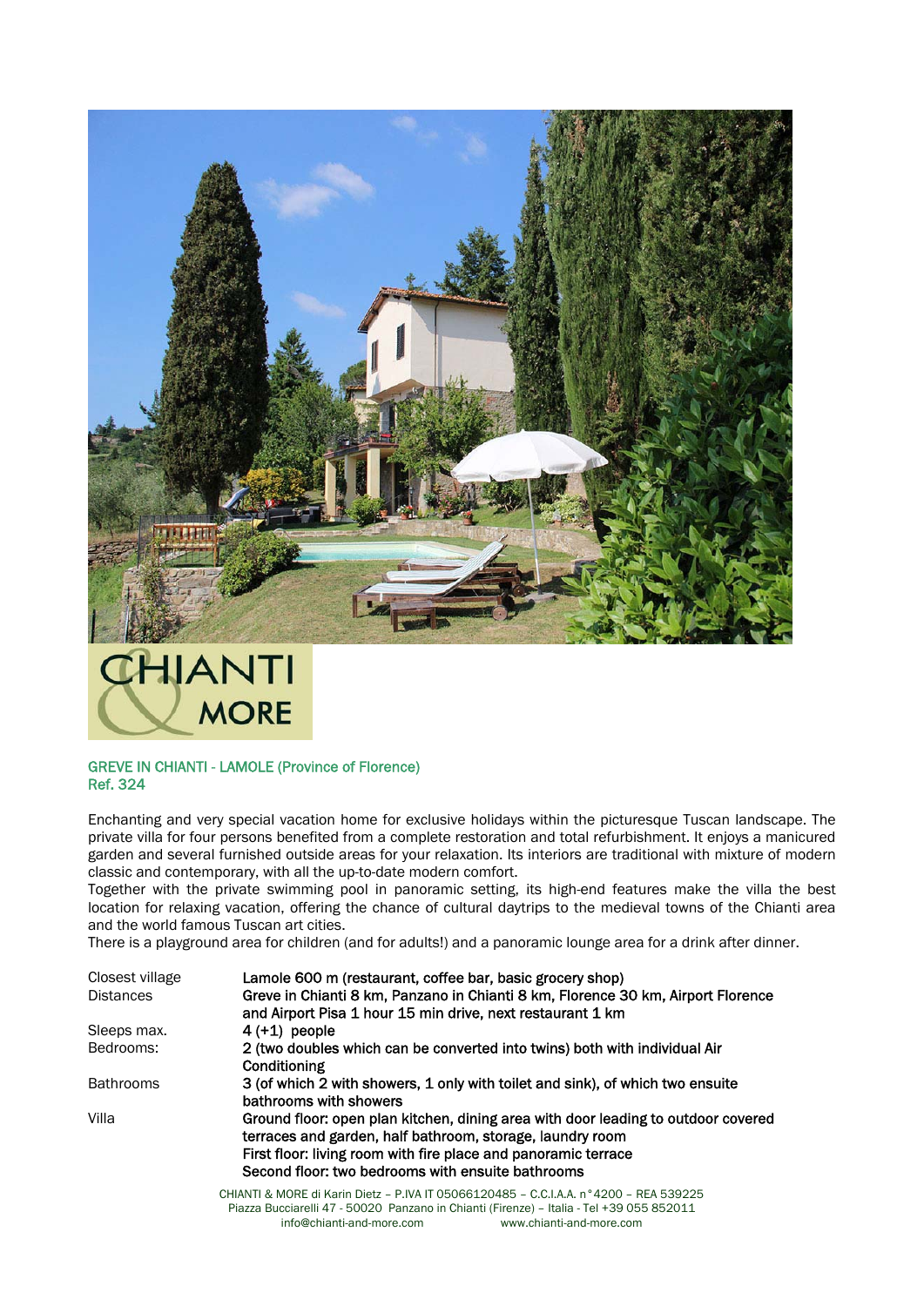## GREVE IN CHIANTI - LAMOLE (Province of Florence)
Ref. 324

Enchanting and very special vacation home for exclusive holidays within the picturesque Tuscan landscape. The private villa for four persons benefited from a complete restoration and total refurbishment. It enjoys a manicured garden and several furnished outside areas for your relaxation. Its interiors are traditional with mixture of modern classic and contemporary, with all the up-to-date modern comfort.
Together with the private swimming pool in panoramic setting, its high-end features make the villa the best location for relaxing vacation, offering the chance of cultural daytrips to the medieval towns of the Chianti area and the world famous Tuscan art cities.
There is a playground area for children (and for adults!) and a panoramic lounge area for a drink after dinner.

| | |
|---|---|
| Closest village | **Lamole 600 m (restaurant, coffee bar, basic grocery shop)** |
| Distances | **Greve in Chianti 8 km, Panzano in Chianti 8 km, Florence 30 km, Airport Florence and Airport Pisa 1 hour 15 min drive, next restaurant 1 km** |
| Sleeps max. | **4 (+1) people** |
| Bedrooms: | **2 (two doubles which can be converted into twins) both with individual Air Conditioning** |
| Bathrooms | **3 (of which 2 with showers, 1 only with toilet and sink), of which two ensuite bathrooms with showers** |
| Villa | **Ground floor: open plan kitchen, dining area with door leading to outdoor covered terraces and garden, half bathroom, storage, laundry room**<br>**First floor: living room with fire place and panoramic terrace**<br>**Second floor: two bedrooms with ensuite bathrooms** |

CHIANTI & MORE di Karin Dietz – P.IVA IT 05066120485 – C.C.I.A.A. n°4200 – REA 539225
Piazza Bucciarelli 47 - 50020 Panzano in Chianti (Firenze) – Italia - Tel +39 055 852011
info@chianti-and-more.com www.chianti-and-more.com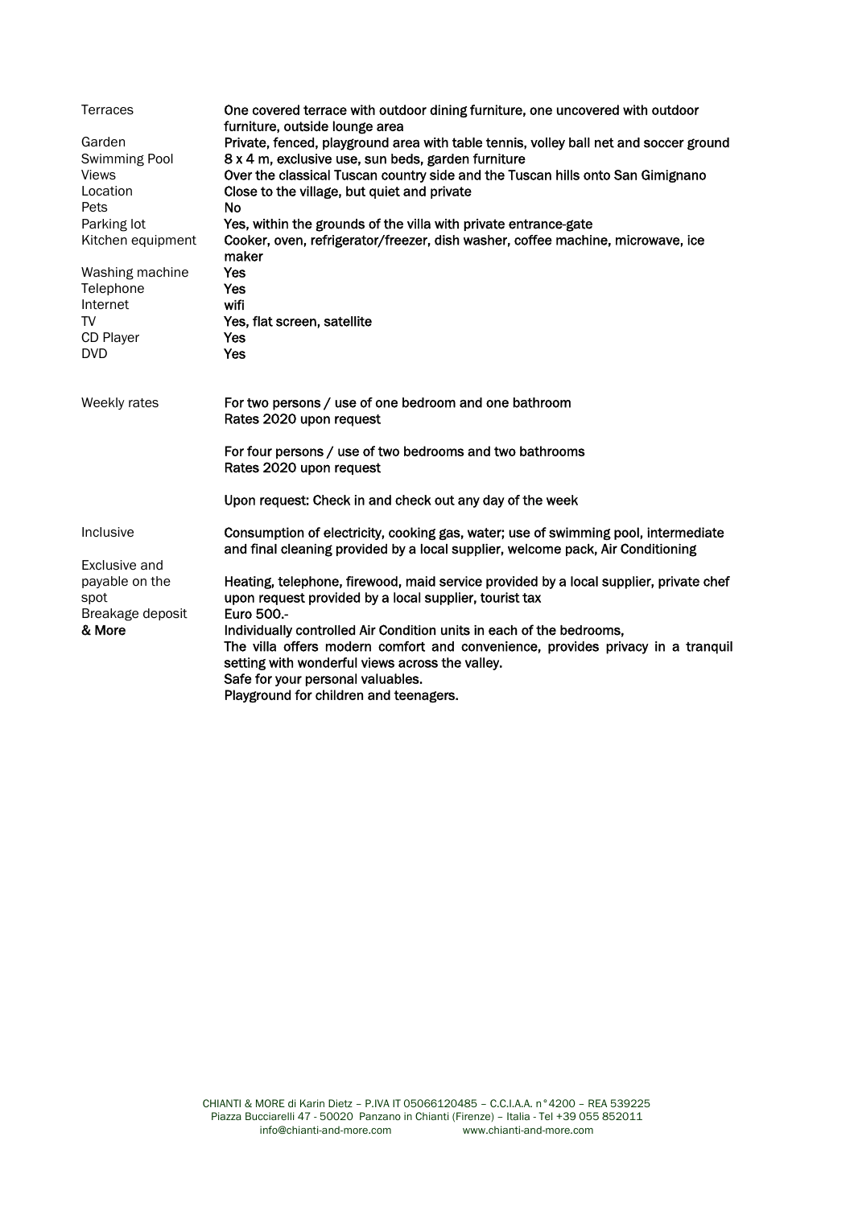| | |
|---|---|
| Terraces | One covered terrace with outdoor dining furniture, one uncovered with outdoor furniture, outside lounge area |
| Garden | Private, fenced, playground area with table tennis, volley ball net and soccer ground |
| Swimming Pool | 8 x 4 m, exclusive use, sun beds, garden furniture |
| Views | Over the classical Tuscan country side and the Tuscan hills onto San Gimignano |
| Location | Close to the village, but quiet and private |
| Pets | No |
| Parking lot | Yes, within the grounds of the villa with private entrance-gate |
| Kitchen equipment | Cooker, oven, refrigerator/freezer, dish washer, coffee machine, microwave, ice maker |
| Washing machine | Yes |
| Telephone | Yes |
| Internet | wifi |
| TV | Yes, flat screen, satellite |
| CD Player | Yes |
| DVD | Yes |
| Weekly rates | For two persons / use of one bedroom and one bathroom<br>Rates 2020 upon request<br><br>For four persons / use of two bedrooms and two bathrooms<br>Rates 2020 upon request<br><br>Upon request: Check in and check out any day of the week |
| Inclusive | Consumption of electricity, cooking gas, water; use of swimming pool, intermediate and final cleaning provided by a local supplier, welcome pack, Air Conditioning |
| Exclusive and payable on the spot | Heating, telephone, firewood, maid service provided by a local supplier, private chef upon request provided by a local supplier, tourist tax |
| Breakage deposit | Euro 500.- |
| **& More** | Individually controlled Air Condition units in each of the bedrooms,<br>The villa offers modern comfort and convenience, provides privacy in a tranquil setting with wonderful views across the valley.<br>Safe for your personal valuables.<br>Playground for children and teenagers. |

CHIANTI & MORE di Karin Dietz – P.IVA IT 05066120485 – C.C.I.A.A. n°4200 – REA 539225
Piazza Bucciarelli 47 - 50020 Panzano in Chianti (Firenze) – Italia - Tel +39 055 852011
info@chianti-and-more.com www.chianti-and-more.com